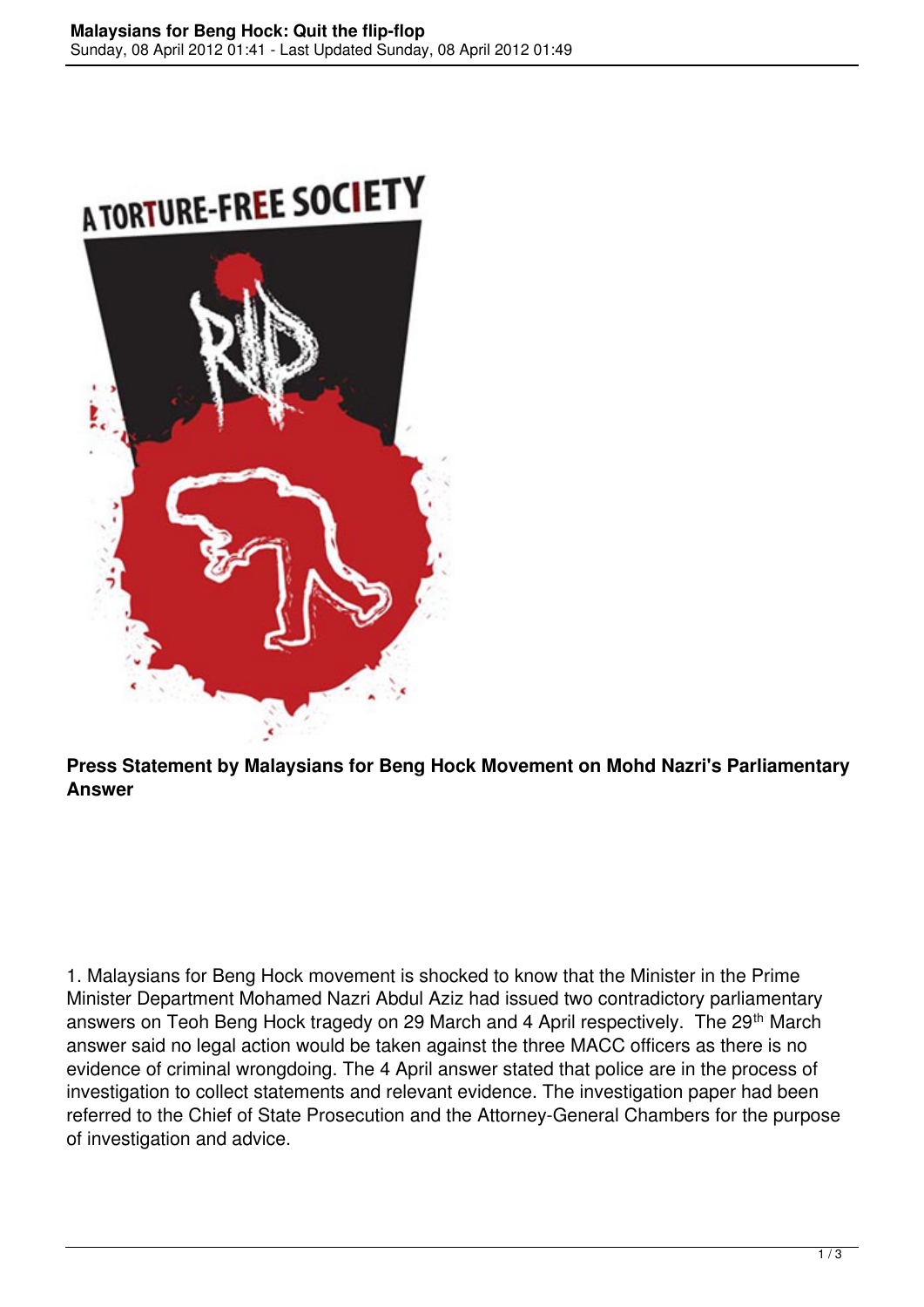**Press Statement by Malaysians for Beng Hock Movement on Mohd Nazri's Parliamentary Answer**

1. Malaysians for Beng Hock movement is shocked to know that the Minister in the Prime Minister Department Mohamed Nazri Abdul Aziz had issued two contradictory parliamentary answers on Teoh Beng Hock tragedy on 29 March and 4 April respectively. The 29th March answer said no legal action would be taken against the three MACC officers as there is no evidence of criminal wrongdoing. The 4 April answer stated that police are in the process of investigation to collect statements and relevant evidence. The investigation paper had been referred to the Chief of State Prosecution and the Attorney-General Chambers for the purpose of investigation and advice.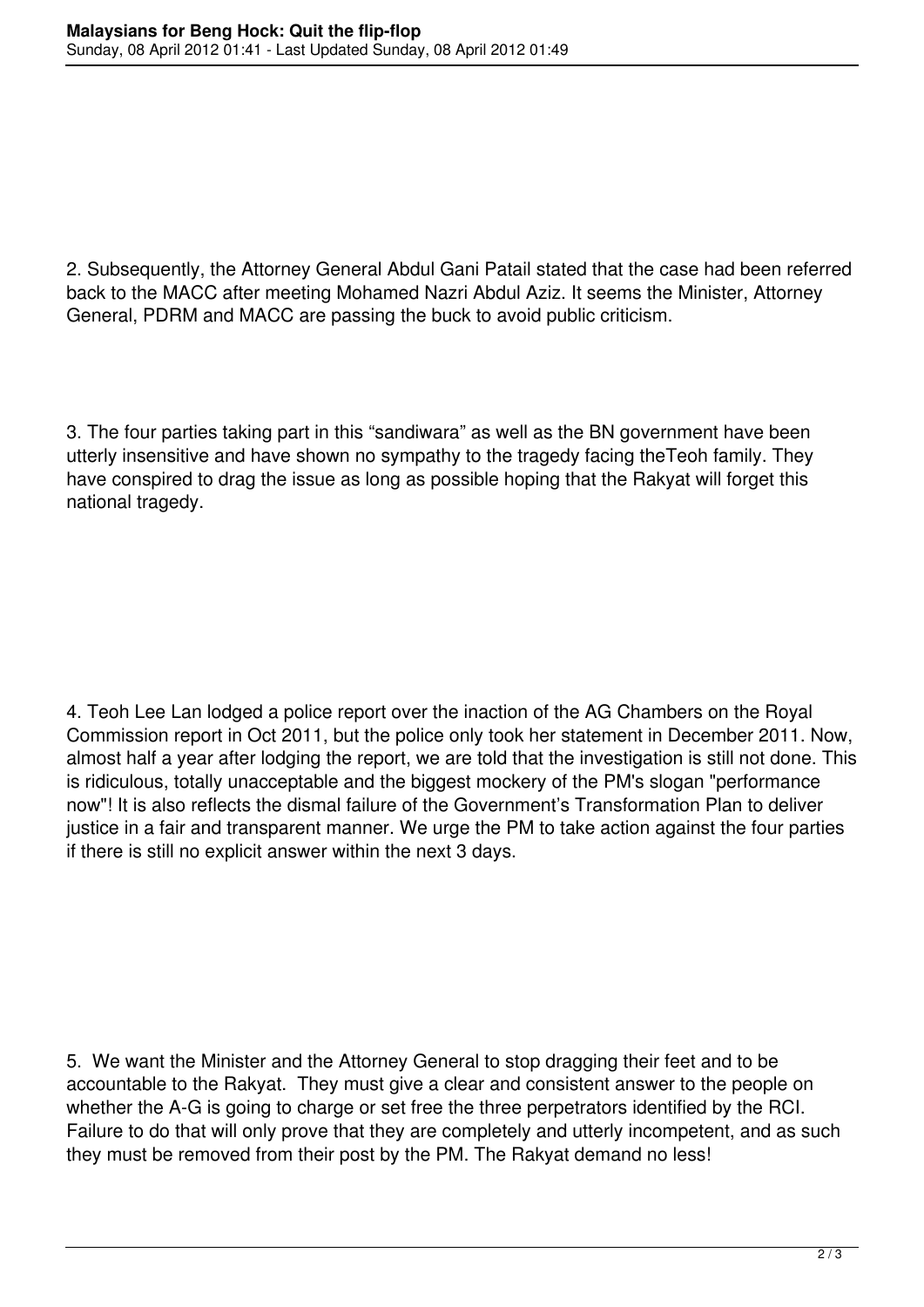2. Subsequently, the Attorney General Abdul Gani Patail stated that the case had been referred back to the MACC after meeting Mohamed Nazri Abdul Aziz. It seems the Minister, Attorney General, PDRM and MACC are passing the buck to avoid public criticism.

3. The four parties taking part in this “sandiwara” as well as the BN government have been utterly insensitive and have shown no sympathy to the tragedy facing theTeoh family. They have conspired to drag the issue as long as possible hoping that the Rakyat will forget this national tragedy.

4. Teoh Lee Lan lodged a police report over the inaction of the AG Chambers on the Royal Commission report in Oct 2011, but the police only took her statement in December 2011. Now, almost half a year after lodging the report, we are told that the investigation is still not done. This is ridiculous, totally unacceptable and the biggest mockery of the PM's slogan "performance now"! It is also reflects the dismal failure of the Government’s Transformation Plan to deliver justice in a fair and transparent manner. We urge the PM to take action against the four parties if there is still no explicit answer within the next 3 days.

5. We want the Minister and the Attorney General to stop dragging their feet and to be accountable to the Rakyat. They must give a clear and consistent answer to the people on whether the A-G is going to charge or set free the three perpetrators identified by the RCI. Failure to do that will only prove that they are completely and utterly incompetent, and as such they must be removed from their post by the PM. The Rakyat demand no less!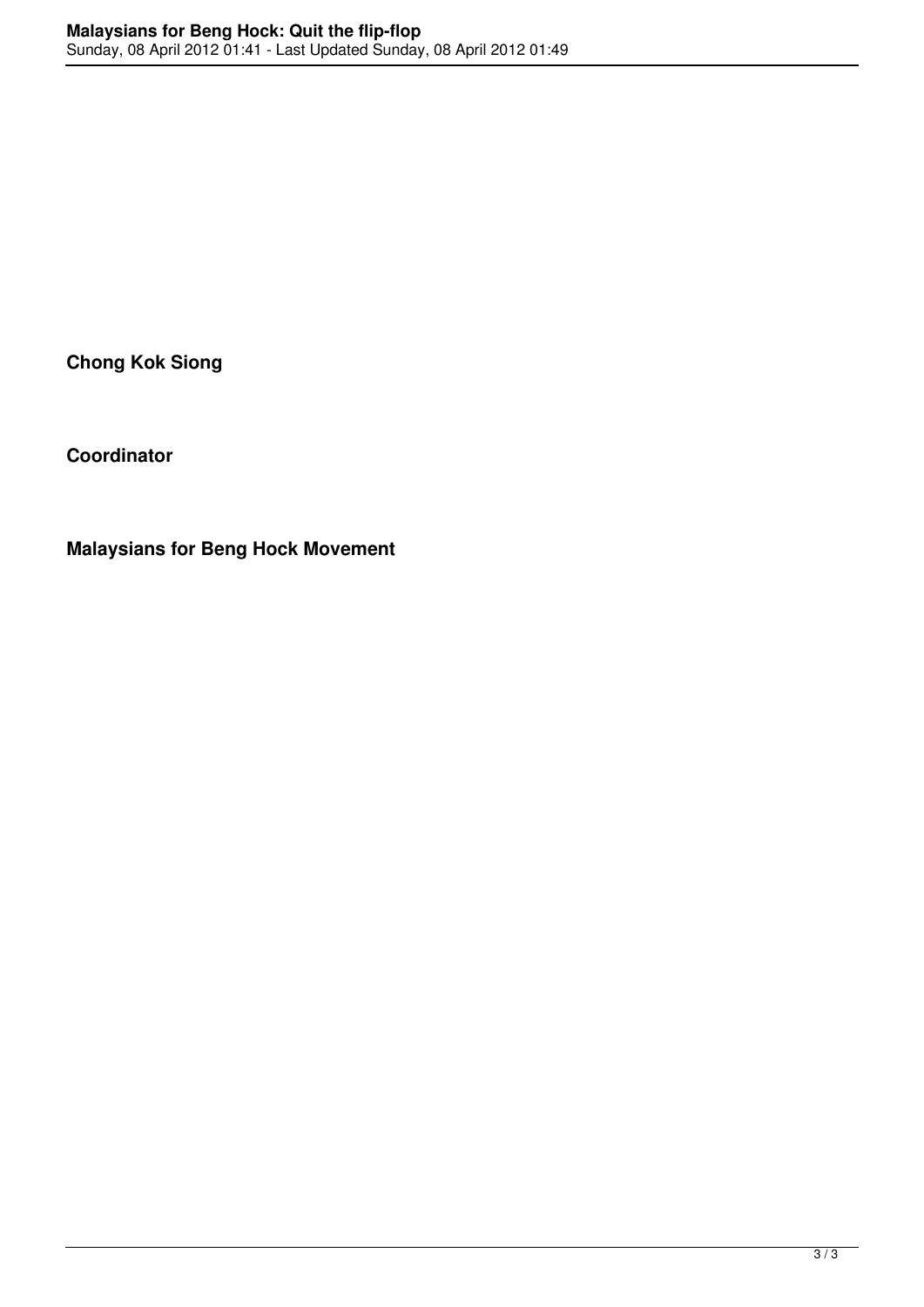**Chong Kok Siong**

**Coordinator**

**Malaysians for Beng Hock Movement**